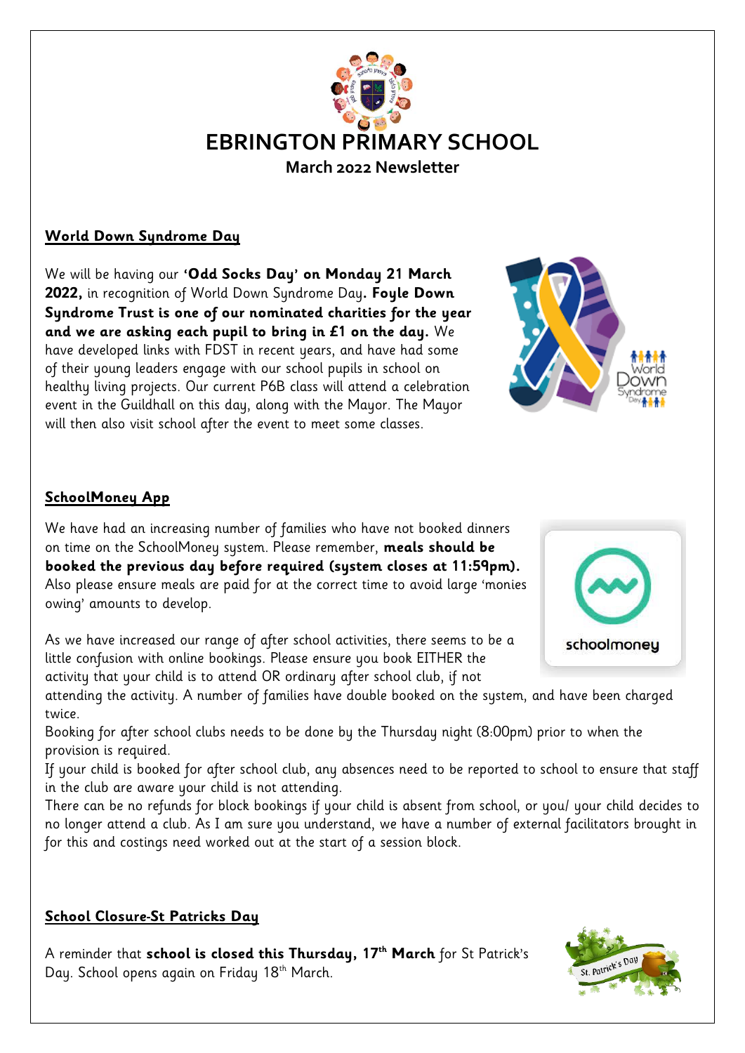# EBRINGTON PRIMARY SCHOOL

## March 2022 Newsletter

### World Down Syndrome Day

We will be having our **'Odd Socks Day' on Monday 21 March 2022,** in recognition of World Down Syndrome Day**. Foyle Down Syndrome Trust is one of our nominated charities for the year and we are asking each pupil to bring in £1 on the day.** We have developed links with FDST in recent years, and have had some of their young leaders engage with our school pupils in school on healthy living projects. Our current P6B class will attend a celebration event in the Guildhall on this day, along with the Mayor. The Mayor will then also visit school after the event to meet some classes.

### SchoolMoney App

We have had an increasing number of families who have not booked dinners on time on the SchoolMoney system. Please remember, **meals should be booked the previous day before required (system closes at 11:59pm).** Also please ensure meals are paid for at the correct time to avoid large 'monies owing' amounts to develop.

As we have increased our range of after school activities, there seems to be a little confusion with online bookings. Please ensure you book EITHER the activity that your child is to attend OR ordinary after school club, if not attending the activity. A number of families have double booked on the system, and have been charged twice.

Booking for after school clubs needs to be done by the Thursday night (8:00pm) prior to when the provision is required.

If your child is booked for after school club, any absences need to be reported to school to ensure that staff in the club are aware your child is not attending.

There can be no refunds for block bookings if your child is absent from school, or you/ your child decides to no longer attend a club. As I am sure you understand, we have a number of external facilitators brought in for this and costings need worked out at the start of a session block.

### School Closure-St Patricks Day

A reminder that **school is closed this Thursday, 17th March** for St Patrick's Day. School opens again on Friday 18th March.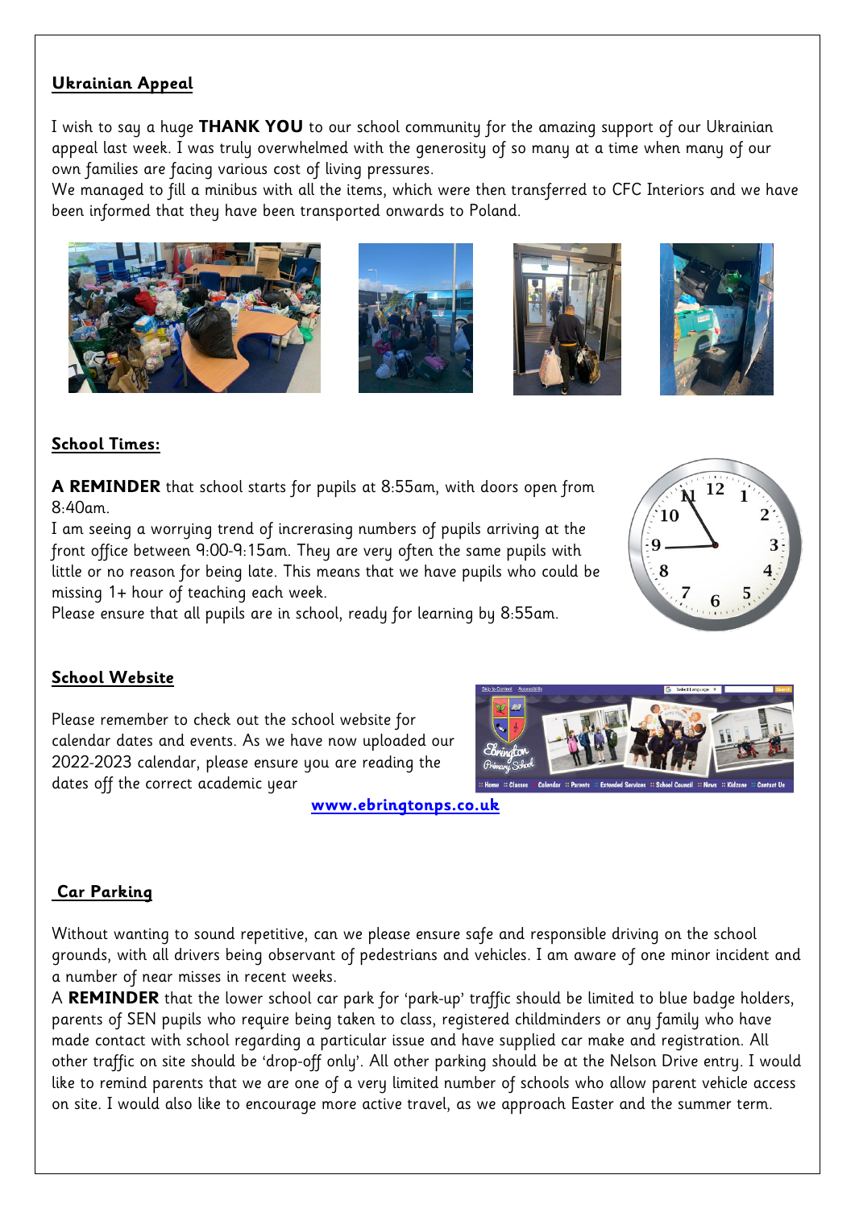## Ukrainian Appeal

I wish to say a huge **THANK YOU** to our school community for the amazing support of our Ukrainian appeal last week. I was truly overwhelmed with the generosity of so many at a time when many of our own families are facing various cost of living pressures.

We managed to fill a minibus with all the items, which were then transferred to CFC Interiors and we have been informed that they have been transported onwards to Poland.

## School Times:

**A REMINDER** that school starts for pupils at 8:55am, with doors open from 8:40am.

I am seeing a worrying trend of increrasing numbers of pupils arriving at the front office between 9:00-9:15am. They are very often the same pupils with little or no reason for being late. This means that we have pupils who could be missing 1+ hour of teaching each week.

Please ensure that all pupils are in school, ready for learning by 8:55am.

## School Website

Please remember to check out the school website for calendar dates and events. As we have now uploaded our 2022-2023 calendar, please ensure you are reading the dates off the correct academic year

**www.ebringtonps.co.uk**

## Car Parking

Without wanting to sound repetitive, can we please ensure safe and responsible driving on the school grounds, with all drivers being observant of pedestrians and vehicles. I am aware of one minor incident and a number of near misses in recent weeks.

A **REMINDER** that the lower school car park for 'park-up' traffic should be limited to blue badge holders, parents of SEN pupils who require being taken to class, registered childminders or any family who have made contact with school regarding a particular issue and have supplied car make and registration. All other traffic on site should be 'drop-off only'. All other parking should be at the Nelson Drive entry. I would like to remind parents that we are one of a very limited number of schools who allow parent vehicle access on site. I would also like to encourage more active travel, as we approach Easter and the summer term.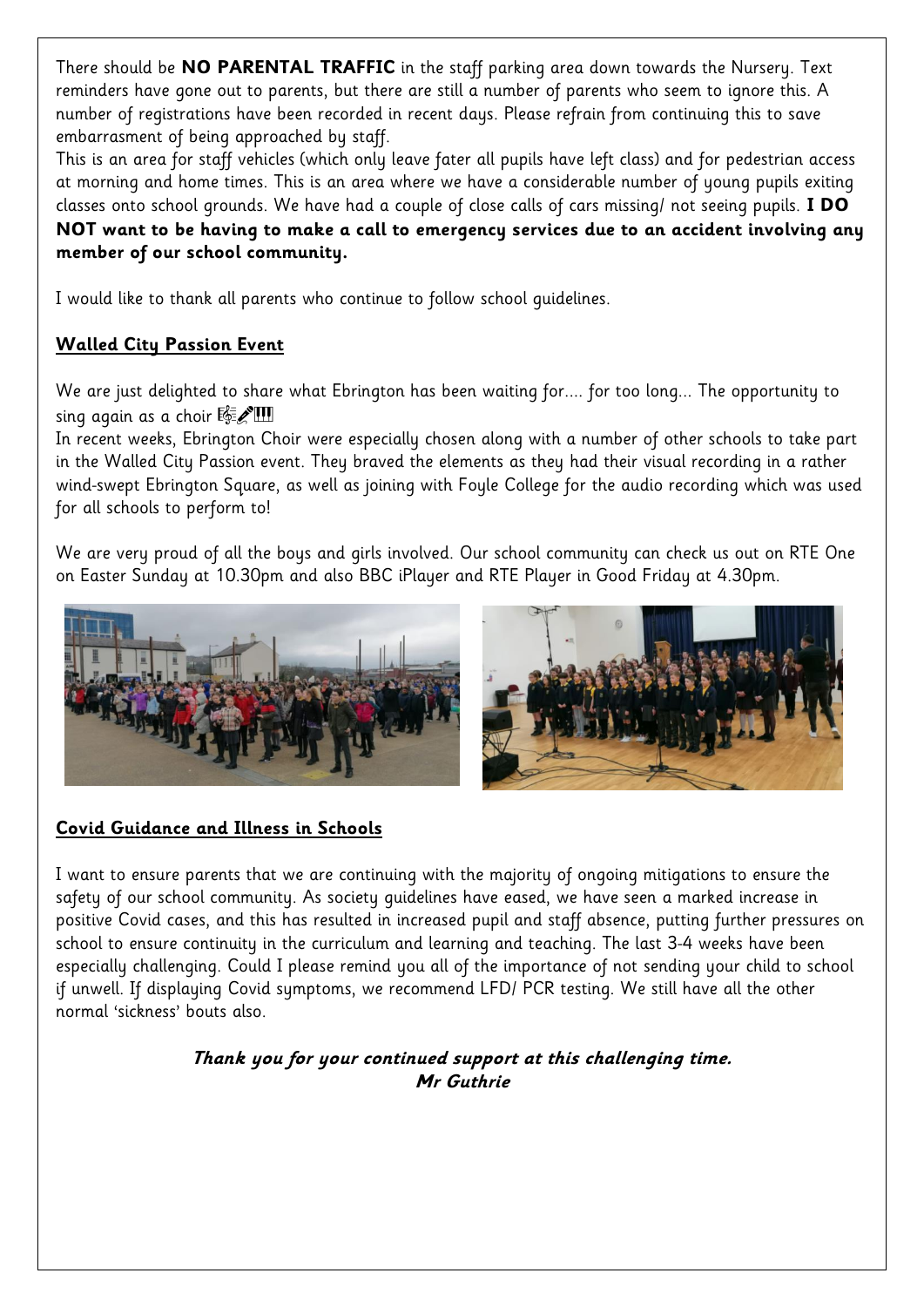There should be **NO PARENTAL TRAFFIC** in the staff parking area down towards the Nursery. Text reminders have gone out to parents, but there are still a number of parents who seem to ignore this. A number of registrations have been recorded in recent days. Please refrain from continuing this to save embarrasment of being approached by staff.

This is an area for staff vehicles (which only leave fater all pupils have left class) and for pedestrian access at morning and home times. This is an area where we have a considerable number of young pupils exiting classes onto school grounds. We have had a couple of close calls of cars missing/ not seeing pupils. **I DO NOT want to be having to make a call to emergency services due to an accident involving any member of our school community.**

I would like to thank all parents who continue to follow school guidelines.

## Walled City Passion Event

We are just delighted to share what Ebrington has been waiting for.... for too long... The opportunity to sing again as a choir 🎼🎤🎹

In recent weeks, Ebrington Choir were especially chosen along with a number of other schools to take part in the Walled City Passion event. They braved the elements as they had their visual recording in a rather wind-swept Ebrington Square, as well as joining with Foyle College for the audio recording which was used for all schools to perform to!

We are very proud of all the boys and girls involved. Our school community can check us out on RTE One on Easter Sunday at 10.30pm and also BBC iPlayer and RTE Player in Good Friday at 4.30pm.

## Covid Guidance and Illness in Schools

I want to ensure parents that we are continuing with the majority of ongoing mitigations to ensure the safety of our school community. As society guidelines have eased, we have seen a marked increase in positive Covid cases, and this has resulted in increased pupil and staff absence, putting further pressures on school to ensure continuity in the curriculum and learning and teaching. The last 3-4 weeks have been especially challenging. Could I please remind you all of the importance of not sending your child to school if unwell. If displaying Covid symptoms, we recommend LFD/ PCR testing. We still have all the other normal 'sickness' bouts also.

***Thank you for your continued support at this challenging time.***
***Mr Guthrie***